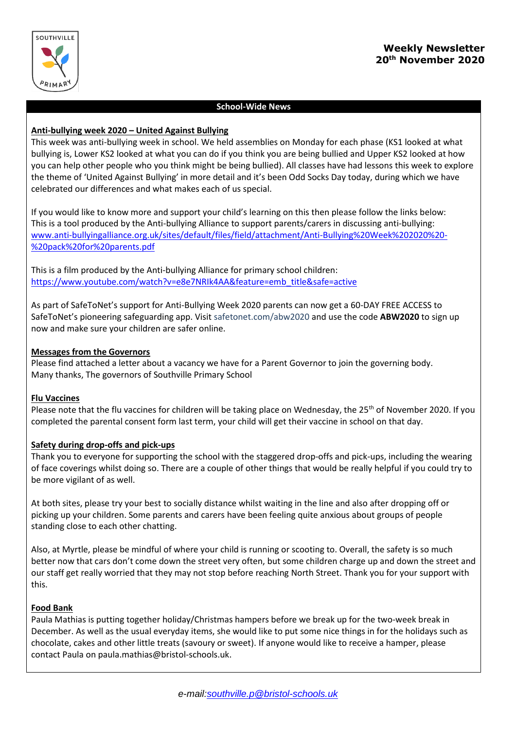SOUTHVILLE PRIMARY

**Weekly Newsletter**
**20th November 2020**

## School-Wide News

### Anti-bullying week 2020 – United Against Bullying

This week was anti-bullying week in school. We held assemblies on Monday for each phase (KS1 looked at what bullying is, Lower KS2 looked at what you can do if you think you are being bullied and Upper KS2 looked at how you can help other people who you think might be being bullied). All classes have had lessons this week to explore the theme of 'United Against Bullying' in more detail and it's been Odd Socks Day today, during which we have celebrated our differences and what makes each of us special.

If you would like to know more and support your child's learning on this then please follow the links below:
This is a tool produced by the Anti-bullying Alliance to support parents/carers in discussing anti-bullying:
[www.anti-bullyingalliance.org.uk/sites/default/files/field/attachment/Anti-Bullying%20Week%202020%20-%20pack%20for%20parents.pdf](www.anti-bullyingalliance.org.uk/sites/default/files/field/attachment/Anti-Bullying%20Week%202020%20-%20pack%20for%20parents.pdf)

This is a film produced by the Anti-bullying Alliance for primary school children:
[https://www.youtube.com/watch?v=e8e7NRIk4AA&feature=emb_title&safe=active](https://www.youtube.com/watch?v=e8e7NRIk4AA&feature=emb_title&safe=active)

As part of SafeToNet's support for Anti-Bullying Week 2020 parents can now get a 60-DAY FREE ACCESS to SafeToNet's pioneering safeguarding app. Visit safetonet.com/abw2020 and use the code **ABW2020** to sign up now and make sure your children are safer online.

### Messages from the Governors

Please find attached a letter about a vacancy we have for a Parent Governor to join the governing body.
Many thanks, The governors of Southville Primary School

### Flu Vaccines

Please note that the flu vaccines for children will be taking place on Wednesday, the 25th of November 2020. If you completed the parental consent form last term, your child will get their vaccine in school on that day.

### Safety during drop-offs and pick-ups

Thank you to everyone for supporting the school with the staggered drop-offs and pick-ups, including the wearing of face coverings whilst doing so. There are a couple of other things that would be really helpful if you could try to be more vigilant of as well.

At both sites, please try your best to socially distance whilst waiting in the line and also after dropping off or picking up your children. Some parents and carers have been feeling quite anxious about groups of people standing close to each other chatting.

Also, at Myrtle, please be mindful of where your child is running or scooting to. Overall, the safety is so much better now that cars don't come down the street very often, but some children charge up and down the street and our staff get really worried that they may not stop before reaching North Street. Thank you for your support with this.

### Food Bank

Paula Mathias is putting together holiday/Christmas hampers before we break up for the two-week break in December. As well as the usual everyday items, she would like to put some nice things in for the holidays such as chocolate, cakes and other little treats (savoury or sweet). If anyone would like to receive a hamper, please contact Paula on paula.mathias@bristol-schools.uk.

*e-mail: [southville.p@bristol-schools.uk](mailto:southville.p@bristol-schools.uk)*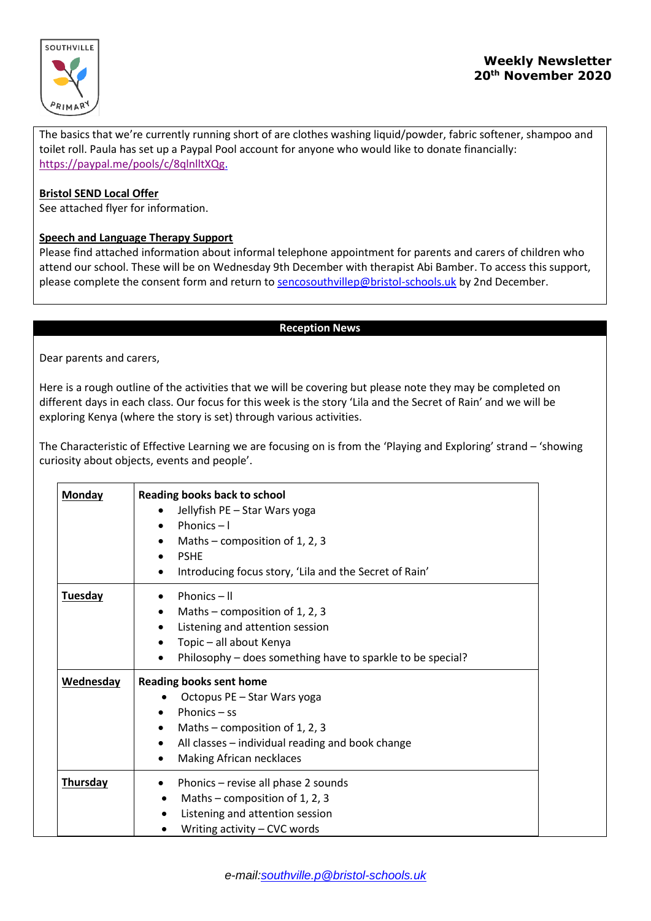The basics that we're currently running short of are clothes washing liquid/powder, fabric softener, shampoo and toilet roll. Paula has set up a Paypal Pool account for anyone who would like to donate financially: https://paypal.me/pools/c/8qlnlltXQg.

**Bristol SEND Local Offer**

See attached flyer for information.

**Speech and Language Therapy Support**

Please find attached information about informal telephone appointment for parents and carers of children who attend our school. These will be on Wednesday 9th December with therapist Abi Bamber. To access this support, please complete the consent form and return to sencosouthvillep@bristol-schools.uk by 2nd December.

## Reception News

Dear parents and carers,

Here is a rough outline of the activities that we will be covering but please note they may be completed on different days in each class. Our focus for this week is the story 'Lila and the Secret of Rain' and we will be exploring Kenya (where the story is set) through various activities.

The Characteristic of Effective Learning we are focusing on is from the 'Playing and Exploring' strand – 'showing curiosity about objects, events and people'.

| Day | Activities |
|---|---|
| **Monday** | **Reading books back to school**<br>• Jellyfish PE – Star Wars yoga<br>• Phonics – l<br>• Maths – composition of 1, 2, 3<br>• PSHE<br>• Introducing focus story, 'Lila and the Secret of Rain' |
| **Tuesday** | • Phonics – ll<br>• Maths – composition of 1, 2, 3<br>• Listening and attention session<br>• Topic – all about Kenya<br>• Philosophy – does something have to sparkle to be special? |
| **Wednesday** | **Reading books sent home**<br>• Octopus PE – Star Wars yoga<br>• Phonics – ss<br>• Maths – composition of 1, 2, 3<br>• All classes – individual reading and book change<br>• Making African necklaces |
| **Thursday** | • Phonics – revise all phase 2 sounds<br>• Maths – composition of 1, 2, 3<br>• Listening and attention session<br>• Writing activity – CVC words |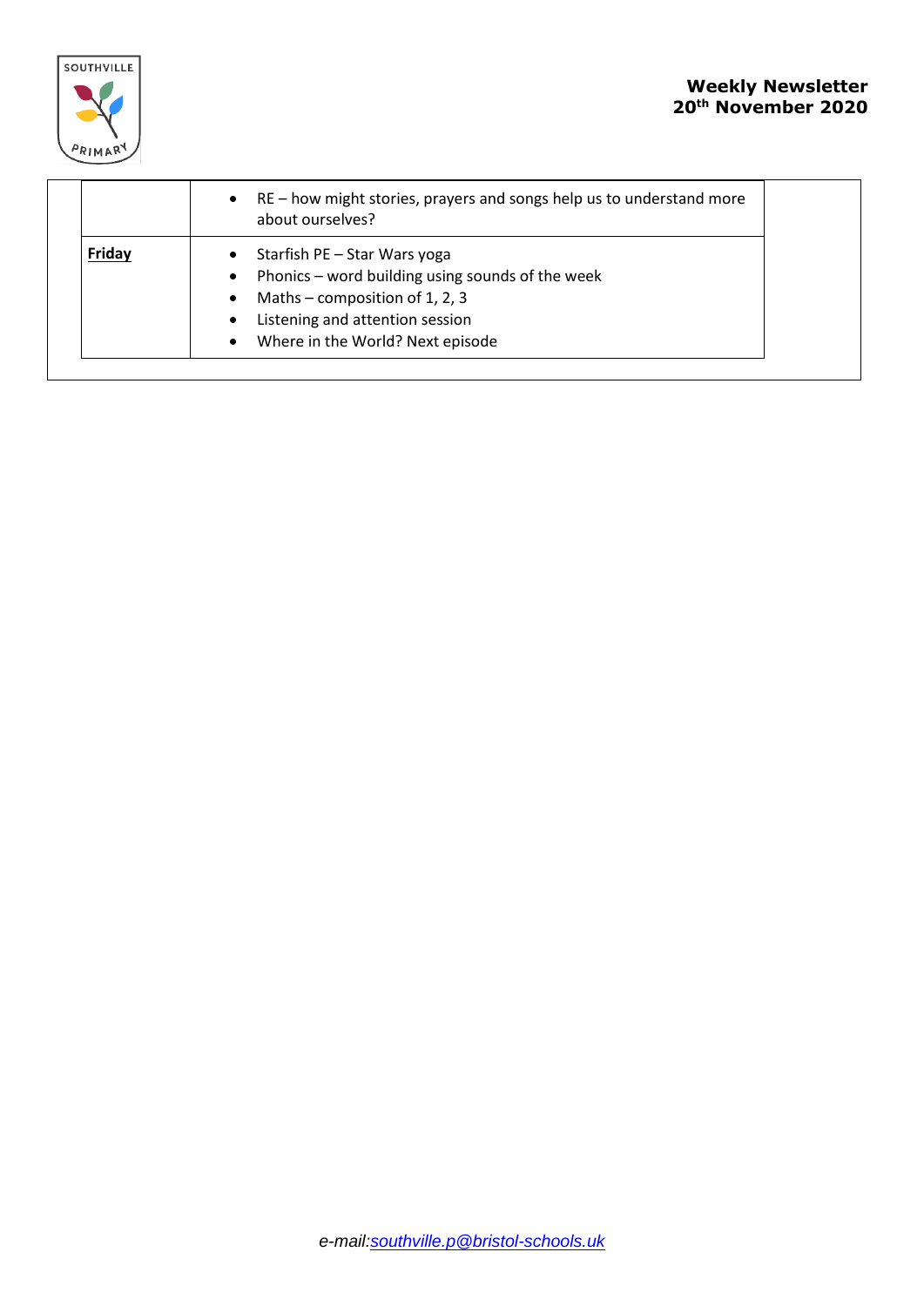| | |
|---|---|
| | • RE – how might stories, prayers and songs help us to understand more about ourselves? |
| **Friday** | • Starfish PE – Star Wars yoga<br>• Phonics – word building using sounds of the week<br>• Maths – composition of 1, 2, 3<br>• Listening and attention session<br>• Where in the World? Next episode |